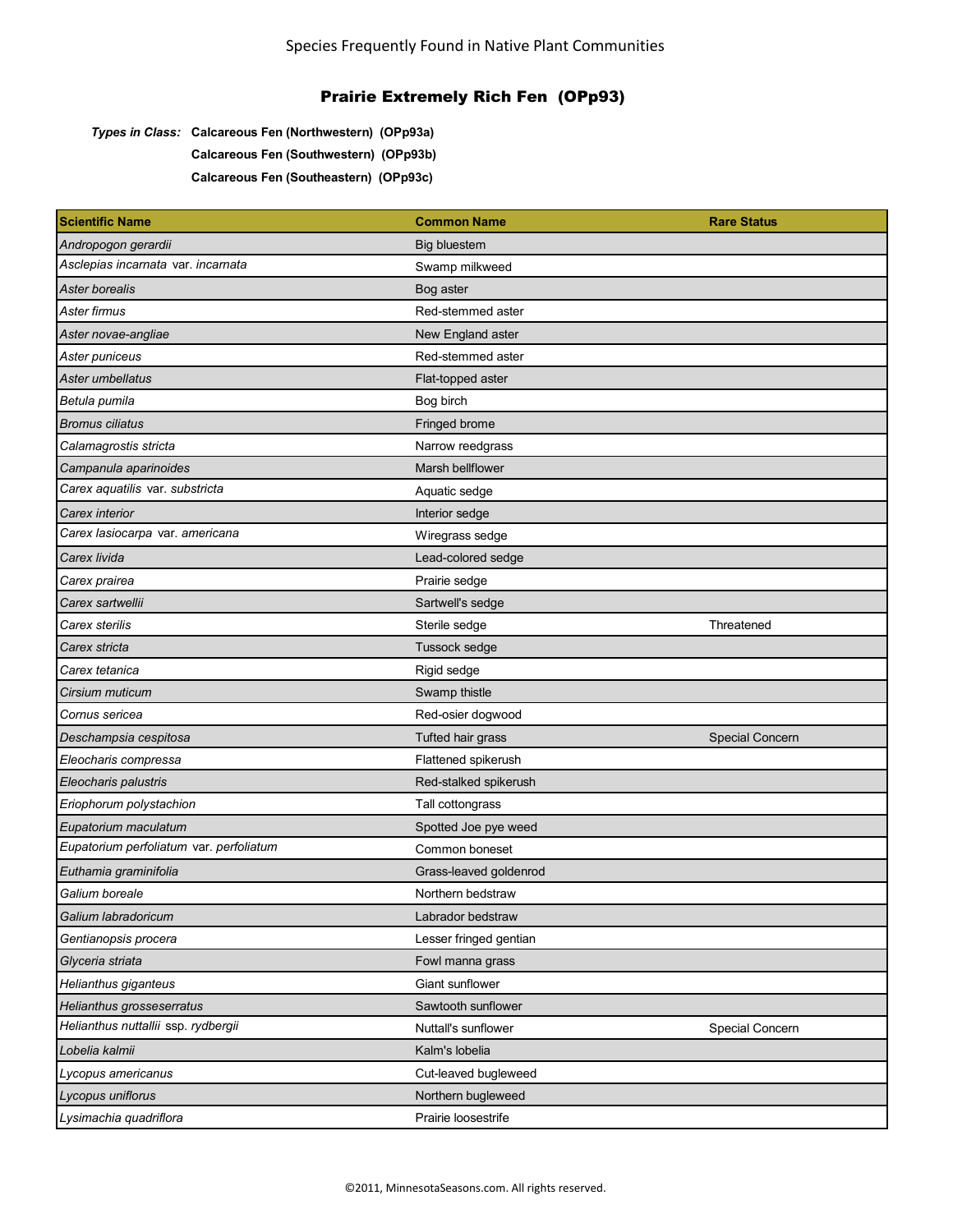Species Frequently Found in Native Plant Communities

# Prairie Extremely Rich Fen (OPp93)

***Types in Class:*** **Calcareous Fen (Northwestern) (OPp93a)**
**Calcareous Fen (Southwestern) (OPp93b)**
**Calcareous Fen (Southeastern) (OPp93c)**

| Scientific Name | Common Name | Rare Status |
| --- | --- | --- |
| *Andropogon gerardii* | Big bluestem | |
| *Asclepias incarnata* var. *incarnata* | Swamp milkweed | |
| *Aster borealis* | Bog aster | |
| *Aster firmus* | Red-stemmed aster | |
| *Aster novae-angliae* | New England aster | |
| *Aster puniceus* | Red-stemmed aster | |
| *Aster umbellatus* | Flat-topped aster | |
| *Betula pumila* | Bog birch | |
| *Bromus ciliatus* | Fringed brome | |
| *Calamagrostis stricta* | Narrow reedgrass | |
| *Campanula aparinoides* | Marsh bellflower | |
| *Carex aquatilis* var. *substricta* | Aquatic sedge | |
| *Carex interior* | Interior sedge | |
| *Carex lasiocarpa* var. *americana* | Wiregrass sedge | |
| *Carex livida* | Lead-colored sedge | |
| *Carex prairea* | Prairie sedge | |
| *Carex sartwellii* | Sartwell's sedge | |
| *Carex sterilis* | Sterile sedge | Threatened |
| *Carex stricta* | Tussock sedge | |
| *Carex tetanica* | Rigid sedge | |
| *Cirsium muticum* | Swamp thistle | |
| *Cornus sericea* | Red-osier dogwood | |
| *Deschampsia cespitosa* | Tufted hair grass | Special Concern |
| *Eleocharis compressa* | Flattened spikerush | |
| *Eleocharis palustris* | Red-stalked spikerush | |
| *Eriophorum polystachion* | Tall cottongrass | |
| *Eupatorium maculatum* | Spotted Joe pye weed | |
| *Eupatorium perfoliatum* var. *perfoliatum* | Common boneset | |
| *Euthamia graminifolia* | Grass-leaved goldenrod | |
| *Galium boreale* | Northern bedstraw | |
| *Galium labradoricum* | Labrador bedstraw | |
| *Gentianopsis procera* | Lesser fringed gentian | |
| *Glyceria striata* | Fowl manna grass | |
| *Helianthus giganteus* | Giant sunflower | |
| *Helianthus grosseserratus* | Sawtooth sunflower | |
| *Helianthus nuttallii* ssp. *rydbergii* | Nuttall's sunflower | Special Concern |
| *Lobelia kalmii* | Kalm's lobelia | |
| *Lycopus americanus* | Cut-leaved bugleweed | |
| *Lycopus uniflorus* | Northern bugleweed | |
| *Lysimachia quadriflora* | Prairie loosestrife | |

©2011, MinnesotaSeasons.com. All rights reserved.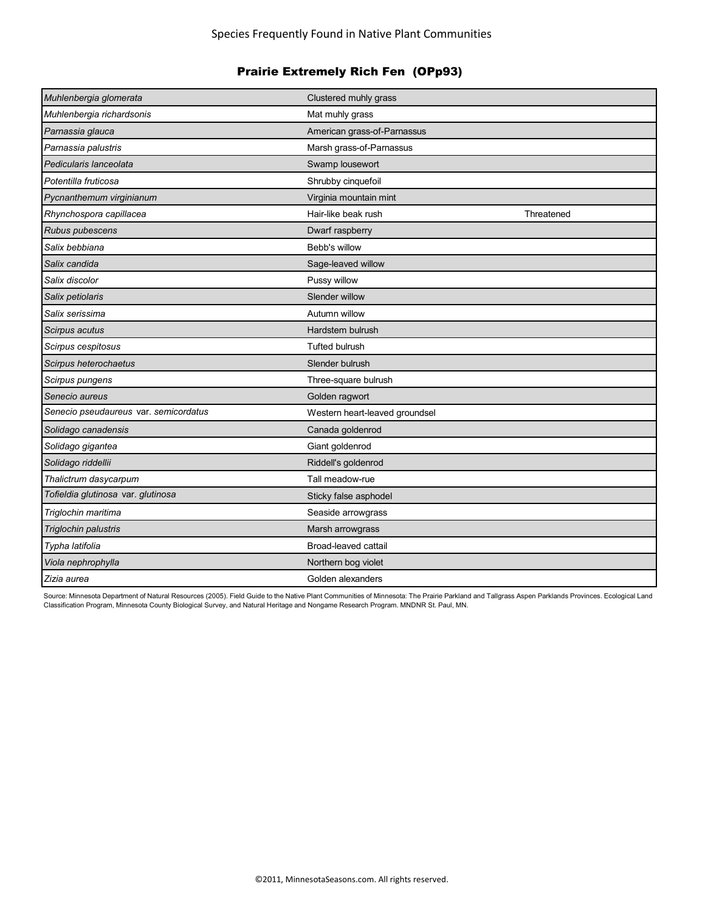## Prairie Extremely Rich Fen (OPp93)

| | | |
|---|---|---|
| *Muhlenbergia glomerata* | Clustered muhly grass | |
| *Muhlenbergia richardsonis* | Mat muhly grass | |
| *Parnassia glauca* | American grass-of-Parnassus | |
| *Parnassia palustris* | Marsh grass-of-Parnassus | |
| *Pedicularis lanceolata* | Swamp lousewort | |
| *Potentilla fruticosa* | Shrubby cinquefoil | |
| *Pycnanthemum virginianum* | Virginia mountain mint | |
| *Rhynchospora capillacea* | Hair-like beak rush | Threatened |
| *Rubus pubescens* | Dwarf raspberry | |
| *Salix bebbiana* | Bebb's willow | |
| *Salix candida* | Sage-leaved willow | |
| *Salix discolor* | Pussy willow | |
| *Salix petiolaris* | Slender willow | |
| *Salix serissima* | Autumn willow | |
| *Scirpus acutus* | Hardstem bulrush | |
| *Scirpus cespitosus* | Tufted bulrush | |
| *Scirpus heterochaetus* | Slender bulrush | |
| *Scirpus pungens* | Three-square bulrush | |
| *Senecio aureus* | Golden ragwort | |
| *Senecio pseudaureus* var. *semicordatus* | Western heart-leaved groundsel | |
| *Solidago canadensis* | Canada goldenrod | |
| *Solidago gigantea* | Giant goldenrod | |
| *Solidago riddellii* | Riddell's goldenrod | |
| *Thalictrum dasycarpum* | Tall meadow-rue | |
| *Tofieldia glutinosa* var. *glutinosa* | Sticky false asphodel | |
| *Triglochin maritima* | Seaside arrowgrass | |
| *Triglochin palustris* | Marsh arrowgrass | |
| *Typha latifolia* | Broad-leaved cattail | |
| *Viola nephrophylla* | Northern bog violet | |
| *Zizia aurea* | Golden alexanders | |

Source: Minnesota Department of Natural Resources (2005). Field Guide to the Native Plant Communities of Minnesota: The Prairie Parkland and Tallgrass Aspen Parklands Provinces. Ecological Land Classification Program, Minnesota County Biological Survey, and Natural Heritage and Nongame Research Program. MNDNR St. Paul, MN.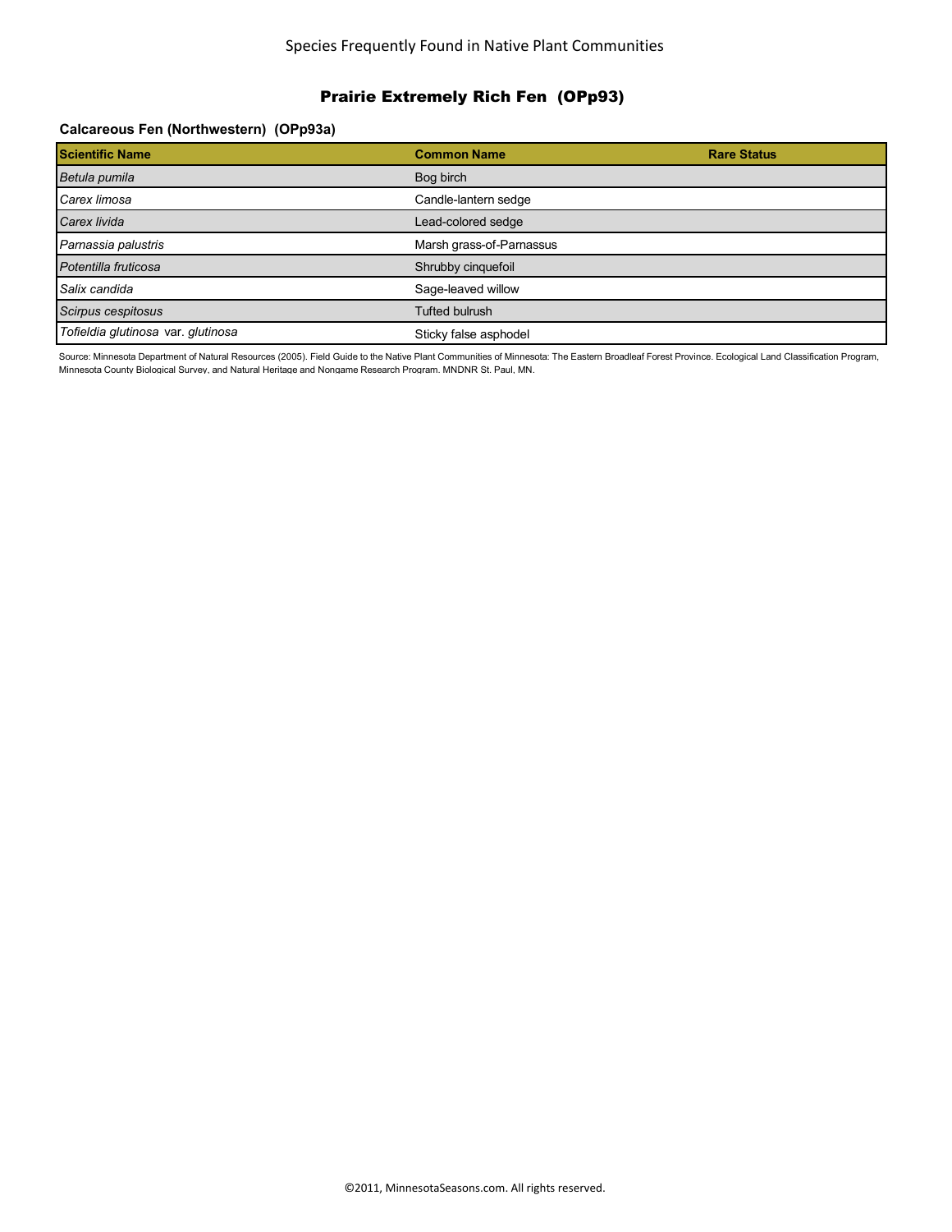Species Frequently Found in Native Plant Communities

## Prairie Extremely Rich Fen (OPp93)

### Calcareous Fen (Northwestern) (OPp93a)

| Scientific Name | Common Name | Rare Status |
|---|---|---|
| *Betula pumila* | Bog birch | |
| *Carex limosa* | Candle-lantern sedge | |
| *Carex livida* | Lead-colored sedge | |
| *Parnassia palustris* | Marsh grass-of-Parnassus | |
| *Potentilla fruticosa* | Shrubby cinquefoil | |
| *Salix candida* | Sage-leaved willow | |
| *Scirpus cespitosus* | Tufted bulrush | |
| *Tofieldia glutinosa* var. *glutinosa* | Sticky false asphodel | |

Source: Minnesota Department of Natural Resources (2005). Field Guide to the Native Plant Communities of Minnesota: The Eastern Broadleaf Forest Province. Ecological Land Classification Program, Minnesota County Biological Survey, and Natural Heritage and Nongame Research Program. MNDNR St. Paul, MN.

©2011, MinnesotaSeasons.com. All rights reserved.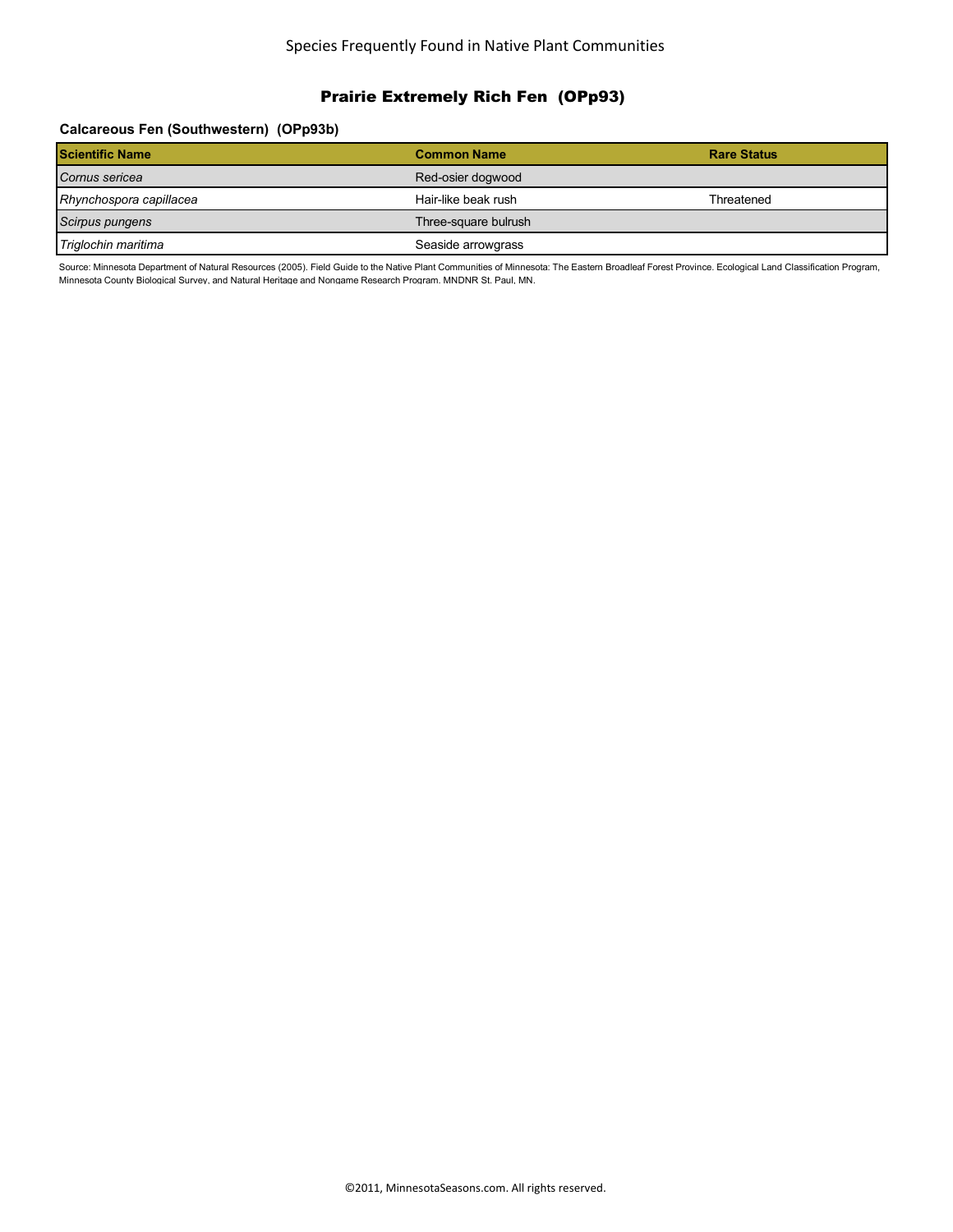## Prairie Extremely Rich Fen (OPp93)

### Calcareous Fen (Southwestern) (OPp93b)

| Scientific Name | Common Name | Rare Status |
| --- | --- | --- |
| *Cornus sericea* | Red-osier dogwood | |
| *Rhynchospora capillacea* | Hair-like beak rush | Threatened |
| *Scirpus pungens* | Three-square bulrush | |
| *Triglochin maritima* | Seaside arrowgrass | |

Source: Minnesota Department of Natural Resources (2005). Field Guide to the Native Plant Communities of Minnesota: The Eastern Broadleaf Forest Province. Ecological Land Classification Program, Minnesota County Biological Survey, and Natural Heritage and Nongame Research Program. MNDNR St. Paul, MN.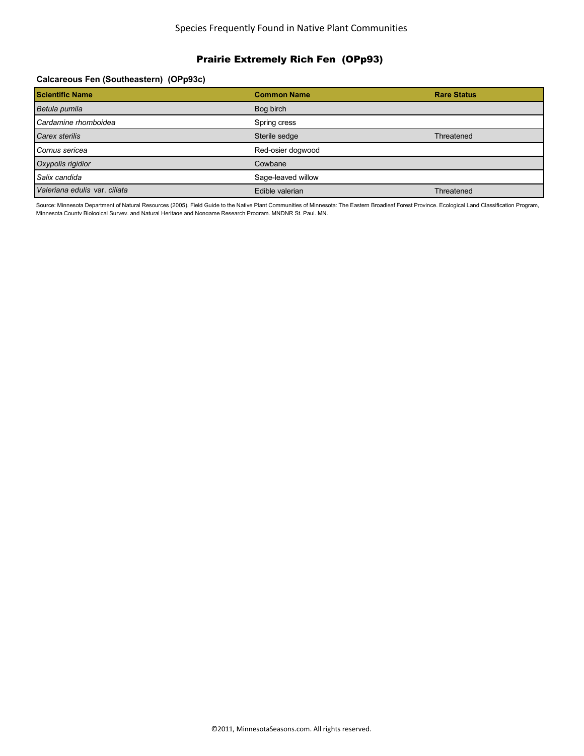## Prairie Extremely Rich Fen (OPp93)

### Calcareous Fen (Southeastern) (OPp93c)

| Scientific Name | Common Name | Rare Status |
|---|---|---|
| *Betula pumila* | Bog birch | |
| *Cardamine rhomboidea* | Spring cress | |
| *Carex sterilis* | Sterile sedge | Threatened |
| *Cornus sericea* | Red-osier dogwood | |
| *Oxypolis rigidior* | Cowbane | |
| *Salix candida* | Sage-leaved willow | |
| *Valeriana edulis* var. *ciliata* | Edible valerian | Threatened |

Source: Minnesota Department of Natural Resources (2005). Field Guide to the Native Plant Communities of Minnesota: The Eastern Broadleaf Forest Province. Ecological Land Classification Program, Minnesota County Biological Survey, and Natural Heritage and Nongame Research Program. MNDNR St. Paul, MN.

©2011, MinnesotaSeasons.com. All rights reserved.